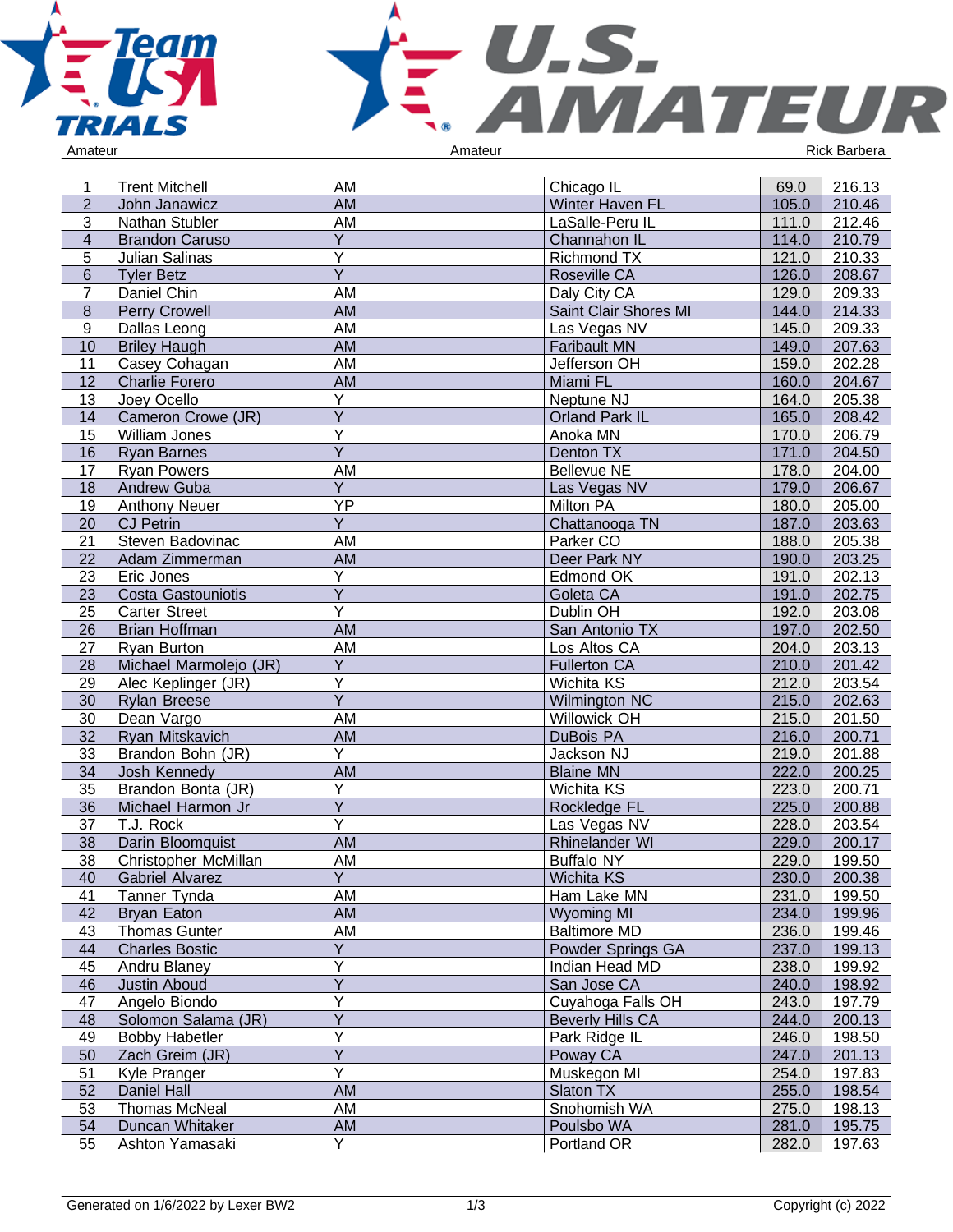Amateur | Amateur | Rick Barbera

| | | | | | |
|---|---|---|---|---|---|
| 1 | Trent Mitchell | AM | Chicago IL | 69.0 | 216.13 |
| 2 | John Janawicz | AM | Winter Haven FL | 105.0 | 210.46 |
| 3 | Nathan Stubler | AM | LaSalle-Peru IL | 111.0 | 212.46 |
| 4 | Brandon Caruso | Y | Channahon IL | 114.0 | 210.79 |
| 5 | Julian Salinas | Y | Richmond TX | 121.0 | 210.33 |
| 6 | Tyler Betz | Y | Roseville CA | 126.0 | 208.67 |
| 7 | Daniel Chin | AM | Daly City CA | 129.0 | 209.33 |
| 8 | Perry Crowell | AM | Saint Clair Shores MI | 144.0 | 214.33 |
| 9 | Dallas Leong | AM | Las Vegas NV | 145.0 | 209.33 |
| 10 | Briley Haugh | AM | Faribault MN | 149.0 | 207.63 |
| 11 | Casey Cohagan | AM | Jefferson OH | 159.0 | 202.28 |
| 12 | Charlie Forero | AM | Miami FL | 160.0 | 204.67 |
| 13 | Joey Ocello | Y | Neptune NJ | 164.0 | 205.38 |
| 14 | Cameron Crowe (JR) | Y | Orland Park IL | 165.0 | 208.42 |
| 15 | William Jones | Y | Anoka MN | 170.0 | 206.79 |
| 16 | Ryan Barnes | Y | Denton TX | 171.0 | 204.50 |
| 17 | Ryan Powers | AM | Bellevue NE | 178.0 | 204.00 |
| 18 | Andrew Guba | Y | Las Vegas NV | 179.0 | 206.67 |
| 19 | Anthony Neuer | YP | Milton PA | 180.0 | 205.00 |
| 20 | CJ Petrin | Y | Chattanooga TN | 187.0 | 203.63 |
| 21 | Steven Badovinac | AM | Parker CO | 188.0 | 205.38 |
| 22 | Adam Zimmerman | AM | Deer Park NY | 190.0 | 203.25 |
| 23 | Eric Jones | Y | Edmond OK | 191.0 | 202.13 |
| 23 | Costa Gastouniotis | Y | Goleta CA | 191.0 | 202.75 |
| 25 | Carter Street | Y | Dublin OH | 192.0 | 203.08 |
| 26 | Brian Hoffman | AM | San Antonio TX | 197.0 | 202.50 |
| 27 | Ryan Burton | AM | Los Altos CA | 204.0 | 203.13 |
| 28 | Michael Marmolejo (JR) | Y | Fullerton CA | 210.0 | 201.42 |
| 29 | Alec Keplinger (JR) | Y | Wichita KS | 212.0 | 203.54 |
| 30 | Rylan Breese | Y | Wilmington NC | 215.0 | 202.63 |
| 30 | Dean Vargo | AM | Willowick OH | 215.0 | 201.50 |
| 32 | Ryan Mitskavich | AM | DuBois PA | 216.0 | 200.71 |
| 33 | Brandon Bohn (JR) | Y | Jackson NJ | 219.0 | 201.88 |
| 34 | Josh Kennedy | AM | Blaine MN | 222.0 | 200.25 |
| 35 | Brandon Bonta (JR) | Y | Wichita KS | 223.0 | 200.71 |
| 36 | Michael Harmon Jr | Y | Rockledge FL | 225.0 | 200.88 |
| 37 | T.J. Rock | Y | Las Vegas NV | 228.0 | 203.54 |
| 38 | Darin Bloomquist | AM | Rhinelander WI | 229.0 | 200.17 |
| 38 | Christopher McMillan | AM | Buffalo NY | 229.0 | 199.50 |
| 40 | Gabriel Alvarez | Y | Wichita KS | 230.0 | 200.38 |
| 41 | Tanner Tynda | AM | Ham Lake MN | 231.0 | 199.50 |
| 42 | Bryan Eaton | AM | Wyoming MI | 234.0 | 199.96 |
| 43 | Thomas Gunter | AM | Baltimore MD | 236.0 | 199.46 |
| 44 | Charles Bostic | Y | Powder Springs GA | 237.0 | 199.13 |
| 45 | Andru Blaney | Y | Indian Head MD | 238.0 | 199.92 |
| 46 | Justin Aboud | Y | San Jose CA | 240.0 | 198.92 |
| 47 | Angelo Biondo | Y | Cuyahoga Falls OH | 243.0 | 197.79 |
| 48 | Solomon Salama (JR) | Y | Beverly Hills CA | 244.0 | 200.13 |
| 49 | Bobby Habetler | Y | Park Ridge IL | 246.0 | 198.50 |
| 50 | Zach Greim (JR) | Y | Poway CA | 247.0 | 201.13 |
| 51 | Kyle Pranger | Y | Muskegon MI | 254.0 | 197.83 |
| 52 | Daniel Hall | AM | Slaton TX | 255.0 | 198.54 |
| 53 | Thomas McNeal | AM | Snohomish WA | 275.0 | 198.13 |
| 54 | Duncan Whitaker | AM | Poulsbo WA | 281.0 | 195.75 |
| 55 | Ashton Yamasaki | Y | Portland OR | 282.0 | 197.63 |

Generated on 1/6/2022 by Lexer BW2 | Copyright (c) 2022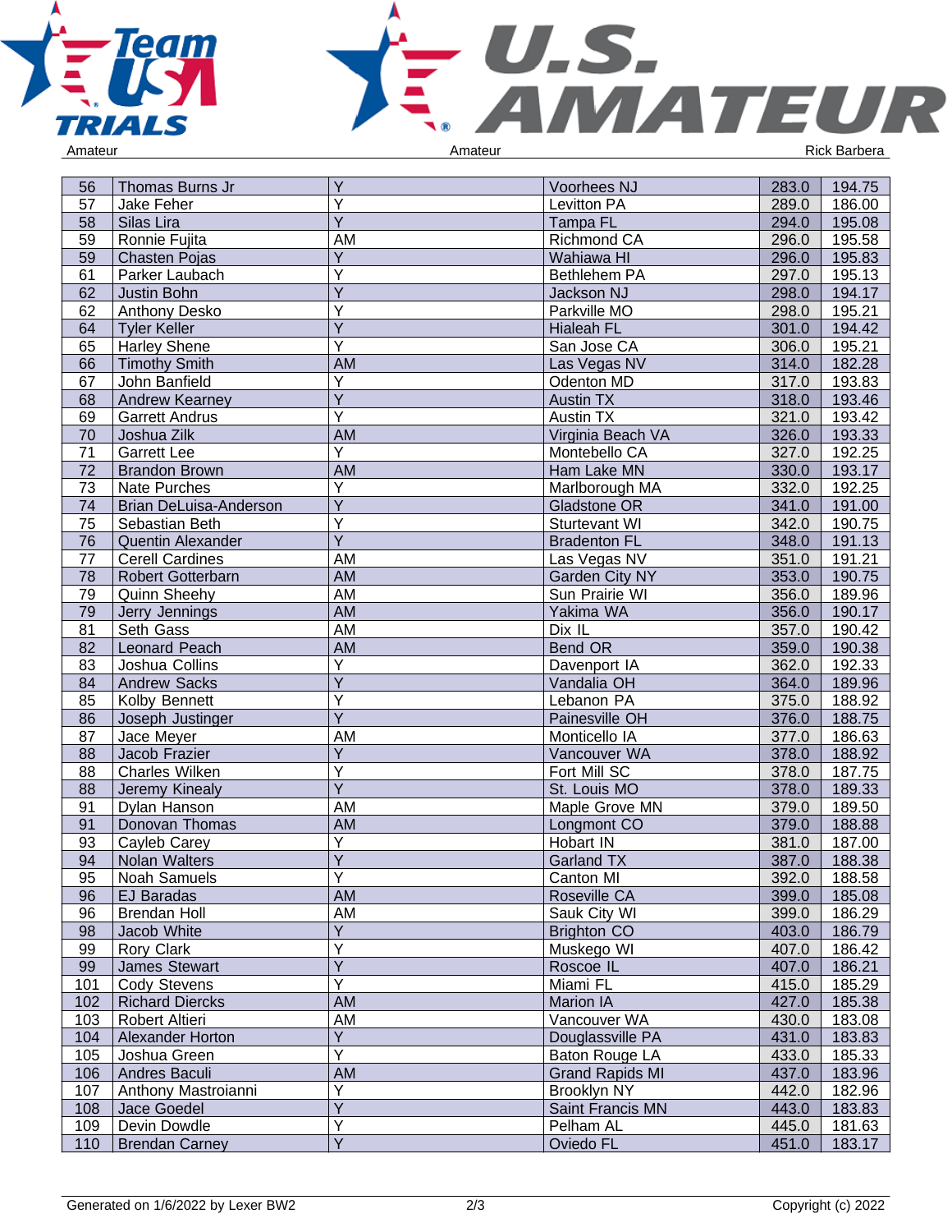| 56 | Thomas Burns Jr | Y | Voorhees NJ | 283.0 | 194.75 |
|---|---|---|---|---|---|
| 57 | Jake Feher | Y | Levitton PA | 289.0 | 186.00 |
| 58 | Silas Lira | Y | Tampa FL | 294.0 | 195.08 |
| 59 | Ronnie Fujita | AM | Richmond CA | 296.0 | 195.58 |
| 59 | Chasten Pojas | Y | Wahiawa HI | 296.0 | 195.83 |
| 61 | Parker Laubach | Y | Bethlehem PA | 297.0 | 195.13 |
| 62 | Justin Bohn | Y | Jackson NJ | 298.0 | 194.17 |
| 62 | Anthony Desko | Y | Parkville MO | 298.0 | 195.21 |
| 64 | Tyler Keller | Y | Hialeah FL | 301.0 | 194.42 |
| 65 | Harley Shene | Y | San Jose CA | 306.0 | 195.21 |
| 66 | Timothy Smith | AM | Las Vegas NV | 314.0 | 182.28 |
| 67 | John Banfield | Y | Odenton MD | 317.0 | 193.83 |
| 68 | Andrew Kearney | Y | Austin TX | 318.0 | 193.46 |
| 69 | Garrett Andrus | Y | Austin TX | 321.0 | 193.42 |
| 70 | Joshua Zilk | AM | Virginia Beach VA | 326.0 | 193.33 |
| 71 | Garrett Lee | Y | Montebello CA | 327.0 | 192.25 |
| 72 | Brandon Brown | AM | Ham Lake MN | 330.0 | 193.17 |
| 73 | Nate Purches | Y | Marlborough MA | 332.0 | 192.25 |
| 74 | Brian DeLuisa-Anderson | Y | Gladstone OR | 341.0 | 191.00 |
| 75 | Sebastian Beth | Y | Sturtevant WI | 342.0 | 190.75 |
| 76 | Quentin Alexander | Y | Bradenton FL | 348.0 | 191.13 |
| 77 | Cerell Cardines | AM | Las Vegas NV | 351.0 | 191.21 |
| 78 | Robert Gotterbarn | AM | Garden City NY | 353.0 | 190.75 |
| 79 | Quinn Sheehy | AM | Sun Prairie WI | 356.0 | 189.96 |
| 79 | Jerry Jennings | AM | Yakima WA | 356.0 | 190.17 |
| 81 | Seth Gass | AM | Dix IL | 357.0 | 190.42 |
| 82 | Leonard Peach | AM | Bend OR | 359.0 | 190.38 |
| 83 | Joshua Collins | Y | Davenport IA | 362.0 | 192.33 |
| 84 | Andrew Sacks | Y | Vandalia OH | 364.0 | 189.96 |
| 85 | Kolby Bennett | Y | Lebanon PA | 375.0 | 188.92 |
| 86 | Joseph Justinger | Y | Painesville OH | 376.0 | 188.75 |
| 87 | Jace Meyer | AM | Monticello IA | 377.0 | 186.63 |
| 88 | Jacob Frazier | Y | Vancouver WA | 378.0 | 188.92 |
| 88 | Charles Wilken | Y | Fort Mill SC | 378.0 | 187.75 |
| 88 | Jeremy Kinealy | Y | St. Louis MO | 378.0 | 189.33 |
| 91 | Dylan Hanson | AM | Maple Grove MN | 379.0 | 189.50 |
| 91 | Donovan Thomas | AM | Longmont CO | 379.0 | 188.88 |
| 93 | Cayleb Carey | Y | Hobart IN | 381.0 | 187.00 |
| 94 | Nolan Walters | Y | Garland TX | 387.0 | 188.38 |
| 95 | Noah Samuels | Y | Canton MI | 392.0 | 188.58 |
| 96 | EJ Baradas | AM | Roseville CA | 399.0 | 185.08 |
| 96 | Brendan Holl | AM | Sauk City WI | 399.0 | 186.29 |
| 98 | Jacob White | Y | Brighton CO | 403.0 | 186.79 |
| 99 | Rory Clark | Y | Muskego WI | 407.0 | 186.42 |
| 99 | James Stewart | Y | Roscoe IL | 407.0 | 186.21 |
| 101 | Cody Stevens | Y | Miami FL | 415.0 | 185.29 |
| 102 | Richard Diercks | AM | Marion IA | 427.0 | 185.38 |
| 103 | Robert Altieri | AM | Vancouver WA | 430.0 | 183.08 |
| 104 | Alexander Horton | Y | Douglassville PA | 431.0 | 183.83 |
| 105 | Joshua Green | Y | Baton Rouge LA | 433.0 | 185.33 |
| 106 | Andres Baculi | AM | Grand Rapids MI | 437.0 | 183.96 |
| 107 | Anthony Mastroianni | Y | Brooklyn NY | 442.0 | 182.96 |
| 108 | Jace Goedel | Y | Saint Francis MN | 443.0 | 183.83 |
| 109 | Devin Dowdle | Y | Pelham AL | 445.0 | 181.63 |
| 110 | Brendan Carney | Y | Oviedo FL | 451.0 | 183.17 |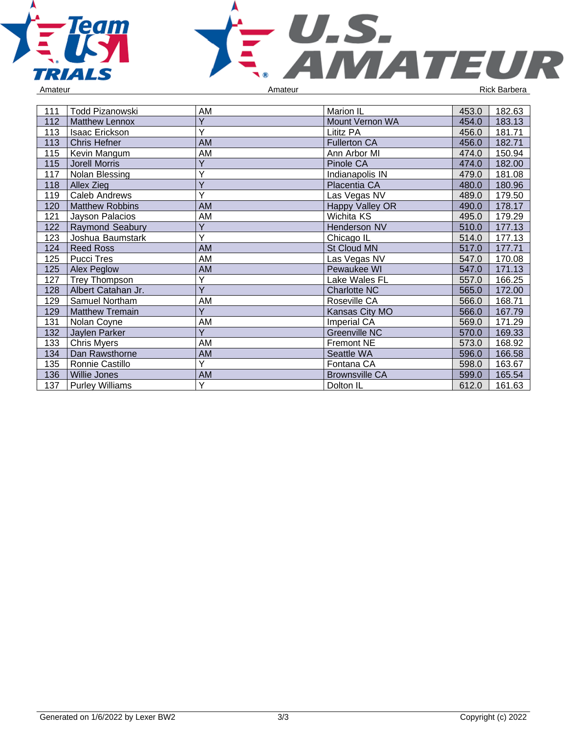| | | | | | |
|---|---|---|---|---|---|
| 111 | Todd Pizanowski | AM | Marion IL | 453.0 | 182.63 |
| 112 | Matthew Lennox | Y | Mount Vernon WA | 454.0 | 183.13 |
| 113 | Isaac Erickson | Y | Lititz PA | 456.0 | 181.71 |
| 113 | Chris Hefner | AM | Fullerton CA | 456.0 | 182.71 |
| 115 | Kevin Mangum | AM | Ann Arbor MI | 474.0 | 150.94 |
| 115 | Jorell Morris | Y | Pinole CA | 474.0 | 182.00 |
| 117 | Nolan Blessing | Y | Indianapolis IN | 479.0 | 181.08 |
| 118 | Allex Zieg | Y | Placentia CA | 480.0 | 180.96 |
| 119 | Caleb Andrews | Y | Las Vegas NV | 489.0 | 179.50 |
| 120 | Matthew Robbins | AM | Happy Valley OR | 490.0 | 178.17 |
| 121 | Jayson Palacios | AM | Wichita KS | 495.0 | 179.29 |
| 122 | Raymond Seabury | Y | Henderson NV | 510.0 | 177.13 |
| 123 | Joshua Baumstark | Y | Chicago IL | 514.0 | 177.13 |
| 124 | Reed Ross | AM | St Cloud MN | 517.0 | 177.71 |
| 125 | Pucci Tres | AM | Las Vegas NV | 547.0 | 170.08 |
| 125 | Alex Peglow | AM | Pewaukee WI | 547.0 | 171.13 |
| 127 | Trey Thompson | Y | Lake Wales FL | 557.0 | 166.25 |
| 128 | Albert Catahan Jr. | Y | Charlotte NC | 565.0 | 172.00 |
| 129 | Samuel Northam | AM | Roseville CA | 566.0 | 168.71 |
| 129 | Matthew Tremain | Y | Kansas City MO | 566.0 | 167.79 |
| 131 | Nolan Coyne | AM | Imperial CA | 569.0 | 171.29 |
| 132 | Jaylen Parker | Y | Greenville NC | 570.0 | 169.33 |
| 133 | Chris Myers | AM | Fremont NE | 573.0 | 168.92 |
| 134 | Dan Rawsthorne | AM | Seattle WA | 596.0 | 166.58 |
| 135 | Ronnie Castillo | Y | Fontana CA | 598.0 | 163.67 |
| 136 | Willie Jones | AM | Brownsville CA | 599.0 | 165.54 |
| 137 | Purley Williams | Y | Dolton IL | 612.0 | 161.63 |